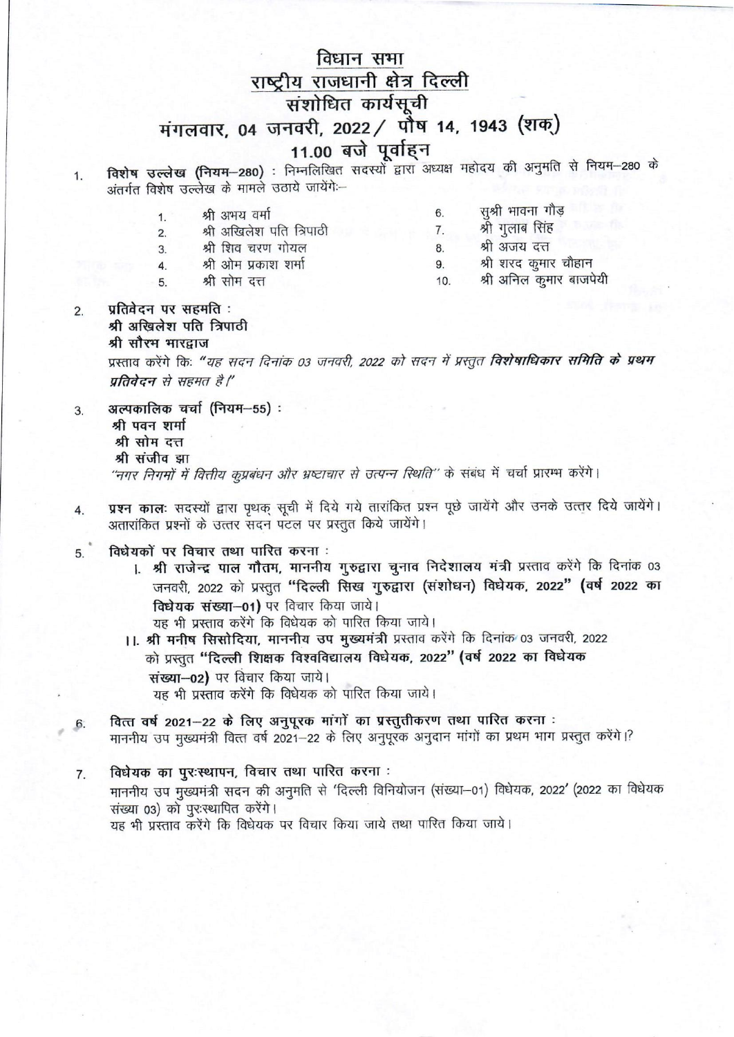# विधान सभा
## राष्ट्रीय राजधानी क्षेत्र दिल्ली
## संशोधित कार्यसूची
## मंगलवार, 04 जनवरी, 2022 / पौष 14, 1943 (शक)
## 11.00 बजे पूर्वाह्न

1. **विशेष उल्लेख (नियम–280)** : निम्नलिखित सदस्यों द्वारा अध्यक्ष महोदय की अनुमति से नियम–280 के अंतर्गत विशेष उल्लेख के मामले उठाये जायेंगे:–

   1. श्री अभय वर्मा
   2. श्री अखिलेश पति त्रिपाठी
   3. श्री शिव चरण गोयल
   4. श्री ओम प्रकाश शर्मा
   5. श्री सोम दत्त
   6. सुश्री भावना गौड़
   7. श्री गुलाब सिंह
   8. श्री अजय दत्त
   9. श्री शरद कुमार चौहान
   10. श्री अनिल कुमार बाजपेयी

2. **प्रतिवेदन पर सहमति :**
   **श्री अखिलेश पति त्रिपाठी**
   **श्री सौरभ भारद्वाज**
   प्रस्ताव करेंगे कि: *"यह सदन दिनांक 03 जनवरी, 2022 को सदन में प्रस्तुत* ***विशेषाधिकार समिति के प्रथम प्रतिवेदन*** *से सहमत है।"*

3. **अल्पकालिक चर्चा (नियम–55) :**
   **श्री पवन शर्मा**
   **श्री सोम दत्त**
   **श्री संजीव झा**
   *"नगर निगमों में वित्तीय कुप्रबंधन और भ्रष्टाचार से उत्पन्न स्थिति"* के संबंध में चर्चा प्रारम्भ करेंगे।

4. **प्रश्न काल:** सदस्यों द्वारा पृथक् सूची में दिये गये तारांकित प्रश्न पूछे जायेंगे और उनके उत्तर दिये जायेंगे। अतारांकित प्रश्नों के उत्तर सदन पटल पर प्रस्तुत किये जायेंगे।

5. **विधेयकों पर विचार तथा पारित करना :**
   I. **श्री राजेन्द्र पाल गौतम, माननीय गुरुद्वारा चुनाव निदेशालय मंत्री** प्रस्ताव करेंगे कि दिनांक 03 जनवरी, 2022 को प्रस्तुत **"दिल्ली सिख गुरुद्वारा (संशोधन) विधेयक, 2022" (वर्ष 2022 का विधेयक संख्या–01)** पर विचार किया जाये।
   यह भी प्रस्ताव करेंगे कि विधेयक को पारित किया जाये।

   II. **श्री मनीष सिसोदिया, माननीय उप मुख्यमंत्री** प्रस्ताव करेंगे कि दिनांक 03 जनवरी, 2022 को प्रस्तुत **"दिल्ली शिक्षक विश्वविद्यालय विधेयक, 2022" (वर्ष 2022 का विधेयक संख्या–02)** पर विचार किया जाये।
   यह भी प्रस्ताव करेंगे कि विधेयक को पारित किया जाये।

6. **वित्त वर्ष 2021–22 के लिए अनुपूरक मांगों का प्रस्तुतीकरण तथा पारित करना :**
   माननीय उप मुख्यमंत्री वित्त वर्ष 2021–22 के लिए अनुपूरक अनुदान मांगों का प्रथम भाग प्रस्तुत करेंगे।?

7. **विधेयक का पुरःस्थापन, विचार तथा पारित करना :**
   माननीय उप मुख्यमंत्री सदन की अनुमति से 'दिल्ली विनियोजन (संख्या–01) विधेयक, 2022' (2022 का विधेयक संख्या 03) को पुरःस्थापित करेंगे।
   यह भी प्रस्ताव करेंगे कि विधेयक पर विचार किया जाये तथा पारित किया जाये।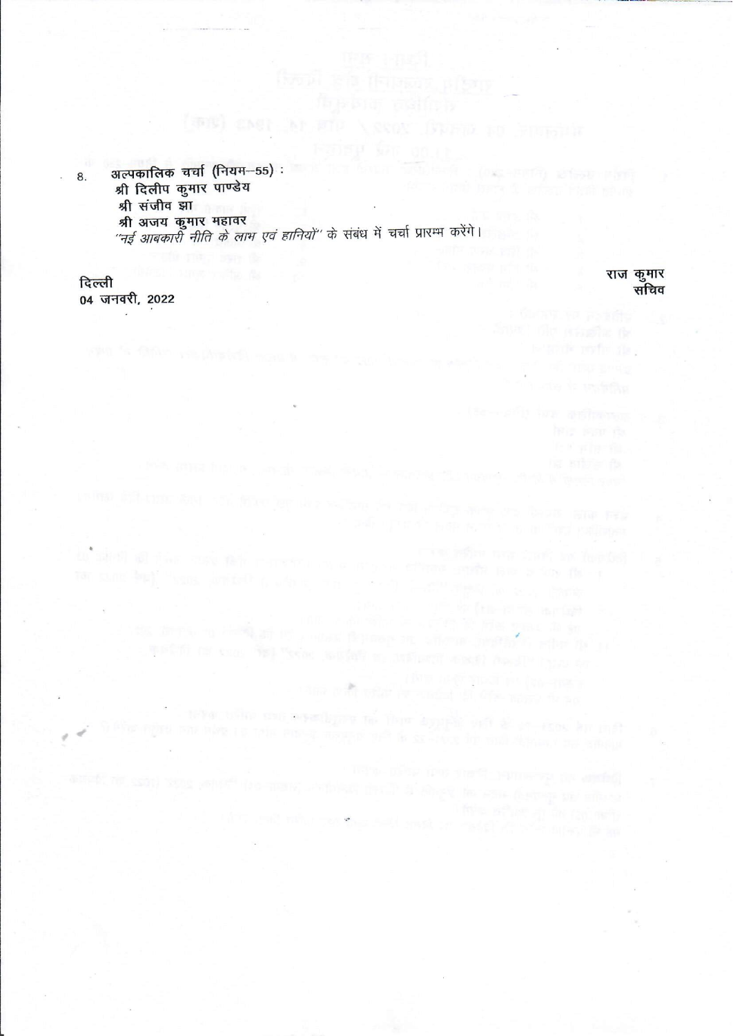8. अल्पकालिक चर्चा (नियम–55) :
   श्री दिलीप कुमार पाण्डेय
   श्री संजीव झा
   श्री अजय कुमार महावर
   *"नई आबकारी नीति के लाभ एवं हानियों"* के संबंध में चर्चा प्रारम्भ करेंगे।

दिल्ली
04 जनवरी, 2022

राज कुमार
सचिव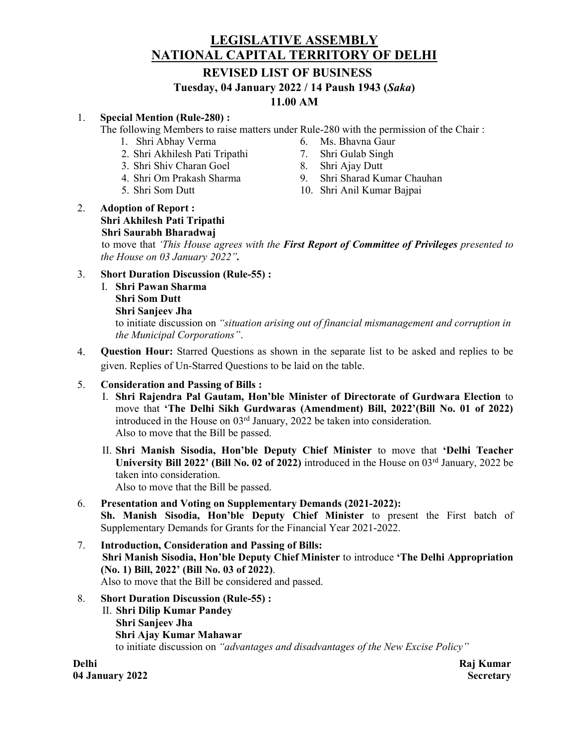# LEGISLATIVE ASSEMBLY
# NATIONAL CAPITAL TERRITORY OF DELHI

## REVISED LIST OF BUSINESS

### Tuesday, 04 January 2022 / 14 Paush 1943 (*Saka*)

### 11.00 AM

1. **Special Mention (Rule-280) :**

   The following Members to raise matters under Rule-280 with the permission of the Chair :

   1. Shri Abhay Verma
   2. Shri Akhilesh Pati Tripathi
   3. Shri Shiv Charan Goel
   4. Shri Om Prakash Sharma
   5. Shri Som Dutt
   6. Ms. Bhavna Gaur
   7. Shri Gulab Singh
   8. Shri Ajay Dutt
   9. Shri Sharad Kumar Chauhan
   10. Shri Anil Kumar Bajpai

2. **Adoption of Report :**

   **Shri Akhilesh Pati Tripathi**
   **Shri Saurabh Bharadwaj**

   to move that *'This House agrees with the **First Report of Committee of Privileges** presented to the House on 03 January 2022"***.**

3. **Short Duration Discussion (Rule-55) :**

   I. **Shri Pawan Sharma**
   **Shri Som Dutt**
   **Shri Sanjeev Jha**

   to initiate discussion on *"situation arising out of financial mismanagement and corruption in the Municipal Corporations"*.

4. **Question Hour:** Starred Questions as shown in the separate list to be asked and replies to be given. Replies of Un-Starred Questions to be laid on the table.

5. **Consideration and Passing of Bills :**

   I. **Shri Rajendra Pal Gautam, Hon'ble Minister of Directorate of Gurdwara Election** to move that **'The Delhi Sikh Gurdwaras (Amendment) Bill, 2022'(Bill No. 01 of 2022)** introduced in the House on 03rd January, 2022 be taken into consideration.
   Also to move that the Bill be passed.

   II. **Shri Manish Sisodia, Hon'ble Deputy Chief Minister** to move that **'Delhi Teacher University Bill 2022' (Bill No. 02 of 2022)** introduced in the House on 03rd January, 2022 be taken into consideration.
   Also to move that the Bill be passed.

6. **Presentation and Voting on Supplementary Demands (2021-2022):**

   **Sh. Manish Sisodia, Hon'ble Deputy Chief Minister** to present the First batch of Supplementary Demands for Grants for the Financial Year 2021-2022.

7. **Introduction, Consideration and Passing of Bills:**

   **Shri Manish Sisodia, Hon'ble Deputy Chief Minister** to introduce **'The Delhi Appropriation (No. 1) Bill, 2022' (Bill No. 03 of 2022)**.
   Also to move that the Bill be considered and passed.

8. **Short Duration Discussion (Rule-55) :**

   II. **Shri Dilip Kumar Pandey**
   **Shri Sanjeev Jha**
   **Shri Ajay Kumar Mahawar**

   to initiate discussion on *"advantages and disadvantages of the New Excise Policy"*

**Delhi**
**04 January 2022**

**Raj Kumar**
**Secretary**